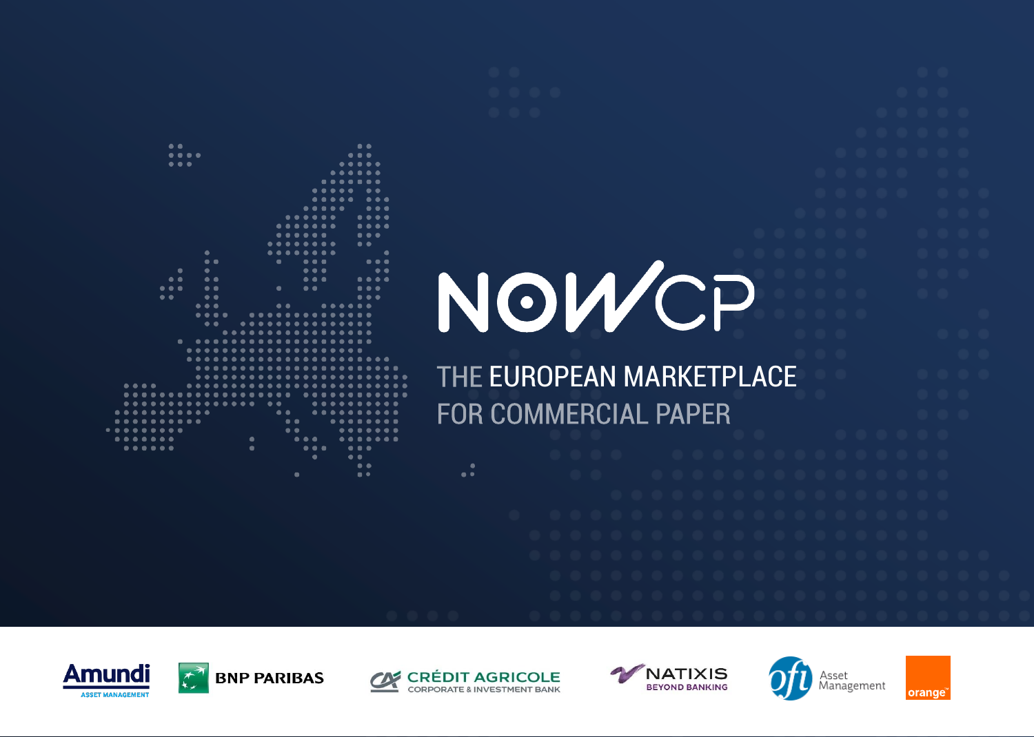# NOWCP

## THE EUROPEAN MARKETPLACE FOR COMMERCIAL PAPER

Amundi ASSET MANAGEMENT

BNP PARIBAS

CRÉDIT AGRICOLE CORPORATE & INVESTMENT BANK

NATIXIS BEYOND BANKING

ofi Asset Management

orange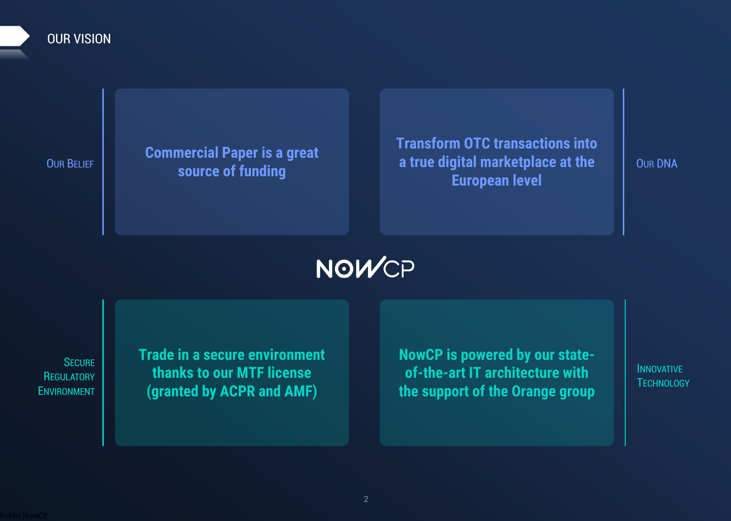# OUR VISION

**Our Belief**

Commercial Paper is a great source of funding

**Our DNA**

Transform OTC transactions into a true digital marketplace at the European level

NOWCP

**Secure Regulatory Environment**

Trade in a secure environment thanks to our MTF license (granted by ACPR and AMF)

**Innovative Technology**

NowCP is powered by our state-of-the-art IT architecture with the support of the Orange group

Public NowCP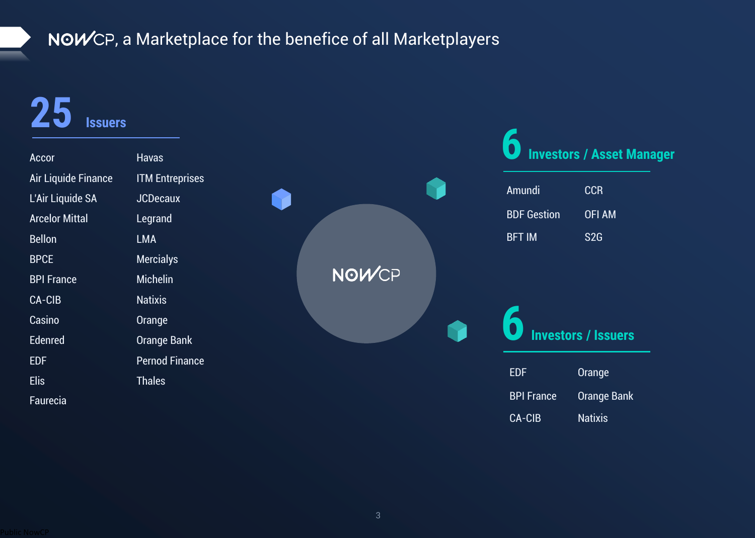# NOWCP, a Marketplace for the benefice of all Marketplayers

## 25 Issuers

- Accor
- Air Liquide Finance
- L'Air Liquide SA
- Arcelor Mittal
- Bellon
- BPCE
- BPI France
- CA-CIB
- Casino
- Edenred
- EDF
- Elis
- Faurecia
- Havas
- ITM Entreprises
- JCDecaux
- Legrand
- LMA
- Mercialys
- Michelin
- Natixis
- Orange
- Orange Bank
- Pernod Finance
- Thales

NOWCP

## 6 Investors / Asset Manager

- Amundi
- CCR
- BDF Gestion
- OFI AM
- BFT IM
- S2G

## 6 Investors / Issuers

- EDF
- Orange
- BPI France
- Orange Bank
- CA-CIB
- Natixis

Public NowCP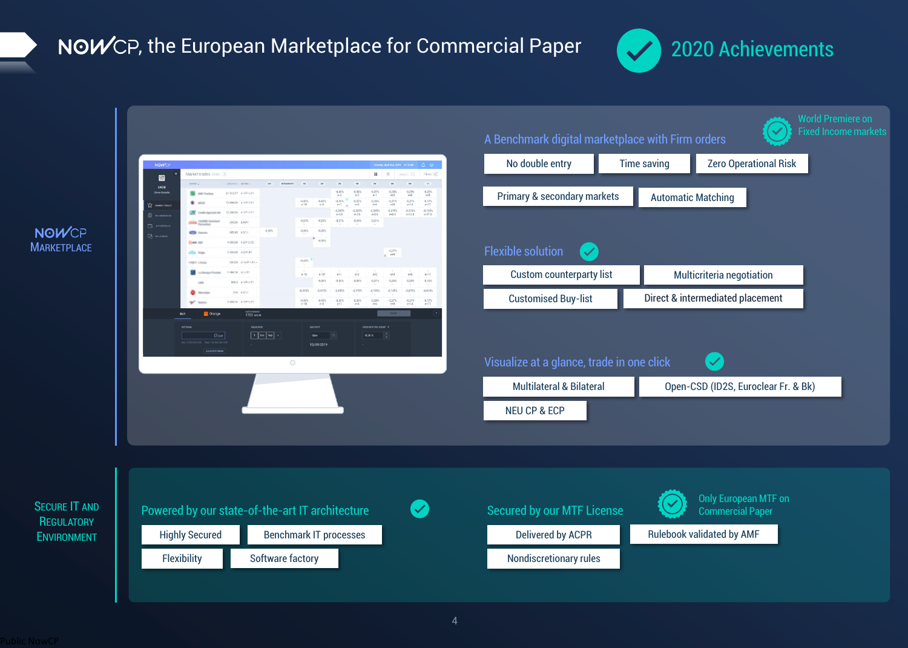# NOWCP, the European Marketplace for Commercial Paper

## 2020 Achievements

### NOWCP Marketplace

**A Benchmark digital marketplace with Firm orders**

World Premiere on Fixed Income markets

- No double entry
- Time saving
- Zero Operational Risk
- Primary & secondary markets
- Automatic Matching

**Flexible solution**

- Custom counterparty list
- Multicriteria negotiation
- Customised Buy-list
- Direct & intermediated placement

**Visualize at a glance, trade in one click**

- Multilateral & Bilateral
- Open-CSD (ID2S, Euroclear Fr. & Bk)
- NEU CP & ECP

### Secure IT and Regulatory Environment

**Powered by our state-of-the-art IT architecture**

- Highly Secured
- Benchmark IT processes
- Flexibility
- Software factory

**Secured by our MTF License**

Only European MTF on Commercial Paper

- Delivered by ACPR
- Rulebook validated by AMF
- Nondiscretionary rules

Public NowCP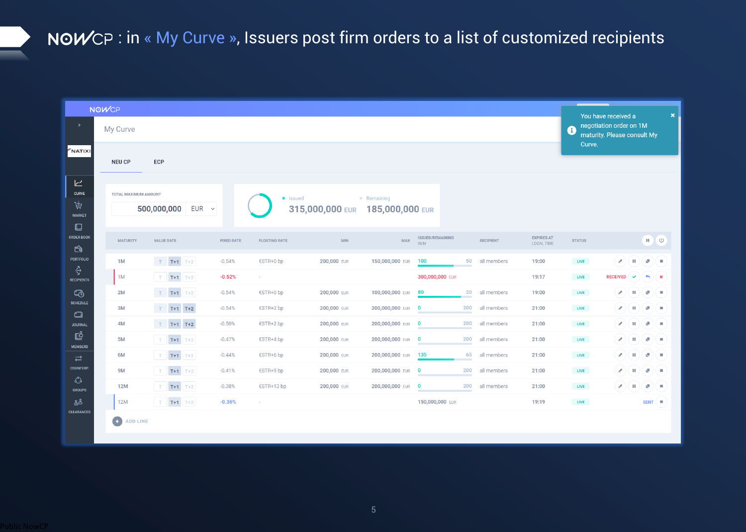# NOWCP : in « My Curve », Issuers post firm orders to a list of customized recipients

NOWCP

My Curve

You have received a negotiation order on 1M maturity. Please consult My Curve.

NATIXIS

CURVE | MARKET | ORDER BOOK | PORTFOLIO | RECIPIENTS | SCHEDULE | JOURNAL | MEMBERS | COUNTERP. | GROUPS | CLEARANCES

NEU CP | ECP

TOTAL MAXIMUM AMOUNT: 500,000,000 EUR

Issued: 315,000,000 EUR | Remaining: 185,000,000 EUR

| MATURITY | VALUE DATE | FIXED RATE | FLOATING RATE | MIN | MAX | ISSUED/REMAINING IN M | | RECIPIENT | EXPIRES AT LOCAL TIME | STATUS | |
|---|---|---|---|---|---|---|---|---|---|---|---|
| 1M | T T+1 T+2 | -0.54% | €STR+0 bp | 200,000 EUR | 150,000,000 EUR | 100 | 50 | all members | 19:00 | LIVE | |
| 1M | T T+1 T+2 | -0.52% | - | | | 300,000,000 EUR | | | 19:17 | LIVE | RECEIVED |
| 2M | T T+1 T+2 | -0.54% | €STR+0 bp | 200,000 EUR | 100,000,000 EUR | 80 | 20 | all members | 19:00 | LIVE | |
| 3M | T T+1 T+2 | -0.54% | €STR+2 bp | 200,000 EUR | 200,000,000 EUR | 0 | 200 | all members | 21:00 | LIVE | |
| 4M | T T+1 T+2 | -0.50% | €STR+2 bp | 200,000 EUR | 200,000,000 EUR | 0 | 200 | all members | 21:00 | LIVE | |
| 5M | T T+1 T+2 | -0.47% | €STR+4 bp | 200,000 EUR | 200,000,000 EUR | 0 | 200 | all members | 21:00 | LIVE | |
| 6M | T T+1 T+2 | -0.44% | €STR+6 bp | 200,000 EUR | 200,000,000 EUR | 135 | 65 | all members | 21:00 | LIVE | |
| 9M | T T+1 T+2 | -0.41% | €STR+9 bp | 200,000 EUR | 200,000,000 EUR | 0 | 200 | all members | 21:00 | LIVE | |
| 12M | T T+1 T+2 | -0.38% | €STR+13 bp | 200,000 EUR | 200,000,000 EUR | 0 | 200 | all members | 21:00 | LIVE | |
| 12M | T T+1 T+2 | -0.36% | - | | | 150,000,000 EUR | | | 19:19 | LIVE | SENT |

ADD LINE

Public NowCP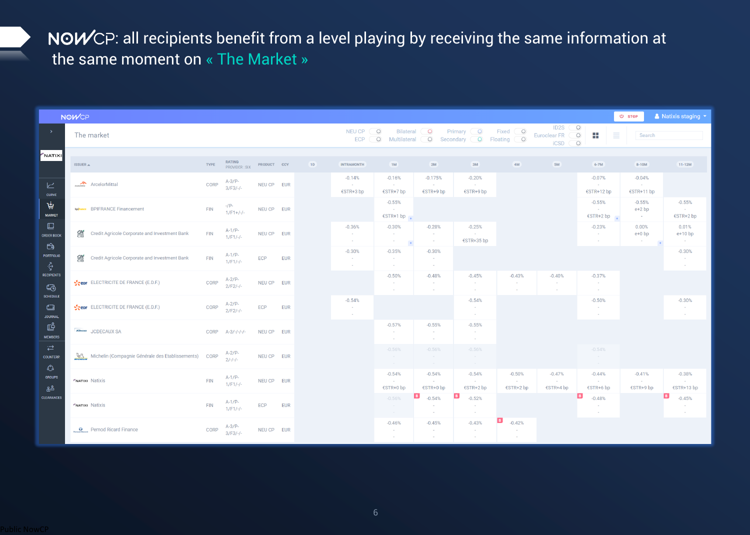# NOWCP: all recipients benefit from a level playing by receiving the same information at the same moment on « The Market »

The market

| ISSUER | TYPE | RATING PROVIDER : SIX | PRODUCT | CCY | 1D | INTRAMONTH | 1M | 2M | 3M | 4M | 5M | 6-7M | 8-10M | 11-12M |
|---|---|---|---|---|---|---|---|---|---|---|---|---|---|---|
| ArcelorMittal | CORP | A-3/P-3/F3/-/- | NEU CP | EUR | | -0.14% €STR+3 bp | -0.16% €STR+7 bp | -0.175% €STR+9 bp | -0.20% €STR+9 bp | | | -0.07% €STR+12 bp | -0.04% €STR+11 bp | |
| BPIFRANCE Financement | FIN | -/P-1/F1+/-/- | NEU CP | EUR | | | -0.55% €STR+1 bp | | | | | -0.55% €STR+2 bp | -0.55% e+2 bp | -0.55% €STR+2 bp |
| Credit Agricole Corporate and Investment Bank | FIN | A-1/P-1/F1/-/- | NEU CP | EUR | | -0.36% | -0.30% | -0.28% | -0.25% €STR+35 bp | | | -0.23% | 0.00% e+0 bp | 0.01% e+10 bp |
| Credit Agricole Corporate and Investment Bank | FIN | A-1/P-1/F1/-/- | ECP | EUR | | -0.30% | -0.35% | -0.30% | | | | | | -0.30% |
| ELECTRICITE DE FRANCE (E.D.F.) | CORP | A-2/P-2/F2/-/- | NEU CP | EUR | | | -0.50% | -0.48% | -0.45% | -0.43% | -0.40% | -0.37% | | |
| ELECTRICITE DE FRANCE (E.D.F.) | CORP | A-2/P-2/F2/-/- | ECP | EUR | | -0.54% | | | -0.54% | | | -0.50% | | -0.30% |
| JCDECAUX SA | CORP | A-3/-/-/-/- | NEU CP | EUR | | | -0.57% | -0.55% | -0.55% | | | | | |
| Michelin (Compagnie Générale des Etablissements) | CORP | A-2/P-2/-/-/- | NEU CP | EUR | | | -0.56% | -0.56% | -0.56% | | | -0.54% | | |
| Natixis | FIN | A-1/P-1/F1/-/- | NEU CP | EUR | | | -0.54% €STR+0 bp | -0.54% €STR+0 bp | -0.54% €STR+2 bp | -0.50% €STR+2 bp | -0.47% €STR+4 bp | -0.44% €STR+6 bp | -0.41% €STR+9 bp | -0.38% €STR+13 bp |
| Natixis | FIN | A-1/P-1/F1/-/- | ECP | EUR | | | -0.56% | -0.54% | -0.52% | | | -0.48% | | -0.45% |
| Pernod Ricard Finance | CORP | A-3/P-3/F3/-/- | NEU CP | EUR | | | -0.46% | -0.45% | -0.43% | -0.42% | | | | |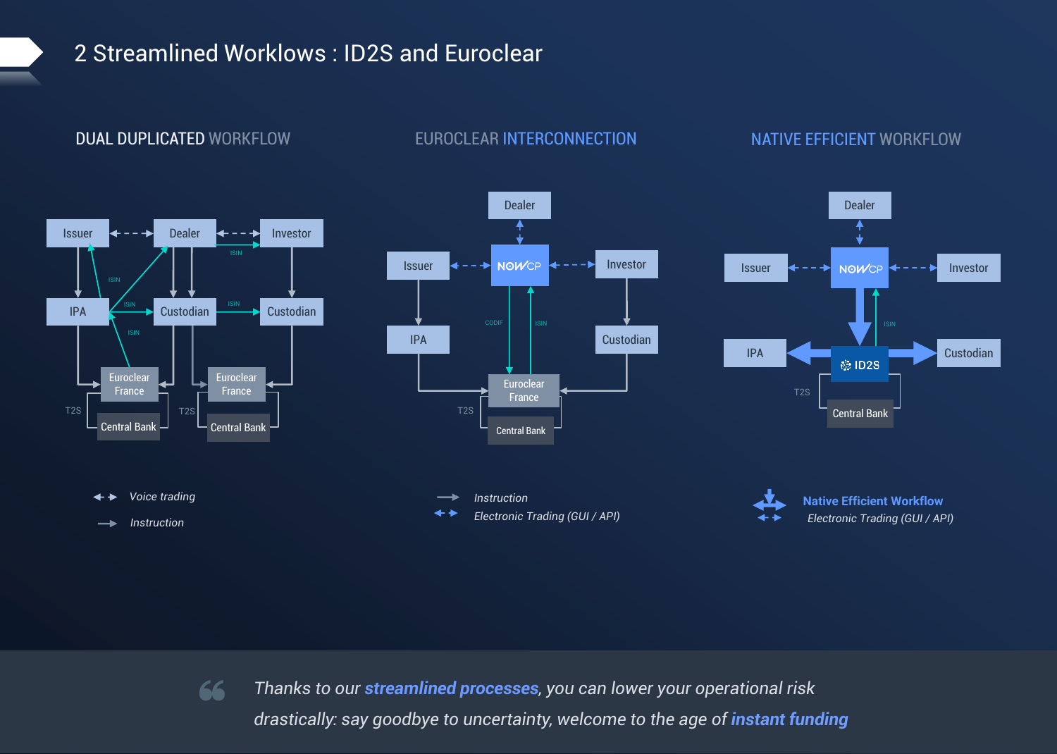# 2 Streamlined Worklows : ID2S and Euroclear

## DUAL DUPLICATED WORKFLOW

Issuer, Dealer, Investor, IPA, Custodian, Custodian, Euroclear France, Central Bank, Euroclear France, Central Bank, T2S, T2S, ISIN

- Voice trading
- Instruction

## EUROCLEAR INTERCONNECTION

Dealer, Issuer, NOWCP, Investor, IPA, Custodian, Euroclear France, Central Bank, T2S, CODIF, ISIN

- Instruction
- Electronic Trading (GUI / API)

## NATIVE EFFICIENT WORKFLOW

Dealer, Issuer, NOWCP, Investor, IPA, ID2S, Custodian, Central Bank, T2S, ISIN

- **Native Efficient Workflow**
- Electronic Trading (GUI / API)

> *Thanks to our* ***streamlined processes****, you can lower your operational risk drastically: say goodbye to uncertainty, welcome to the age of* ***instant funding***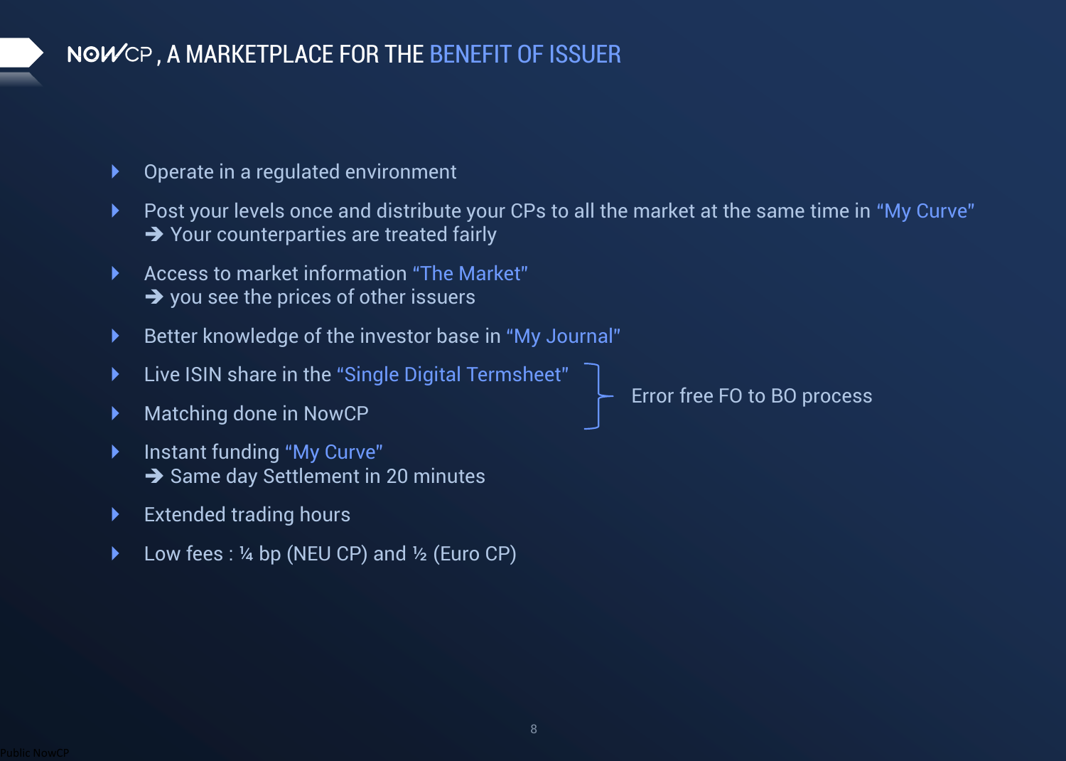# NOWCP, A MARKETPLACE FOR THE BENEFIT OF ISSUER

- Operate in a regulated environment
- Post your levels once and distribute your CPs to all the market at the same time in "My Curve"
  ➔ Your counterparties are treated fairly
- Access to market information "The Market"
  ➔ you see the prices of other issuers
- Better knowledge of the investor base in "My Journal"
- Live ISIN share in the "Single Digital Termsheet"
- Matching done in NowCP

  (Live ISIN share and Matching: Error free FO to BO process)
- Instant funding "My Curve"
  ➔ Same day Settlement in 20 minutes
- Extended trading hours
- Low fees : ¼ bp (NEU CP) and ½ (Euro CP)

Public NowCP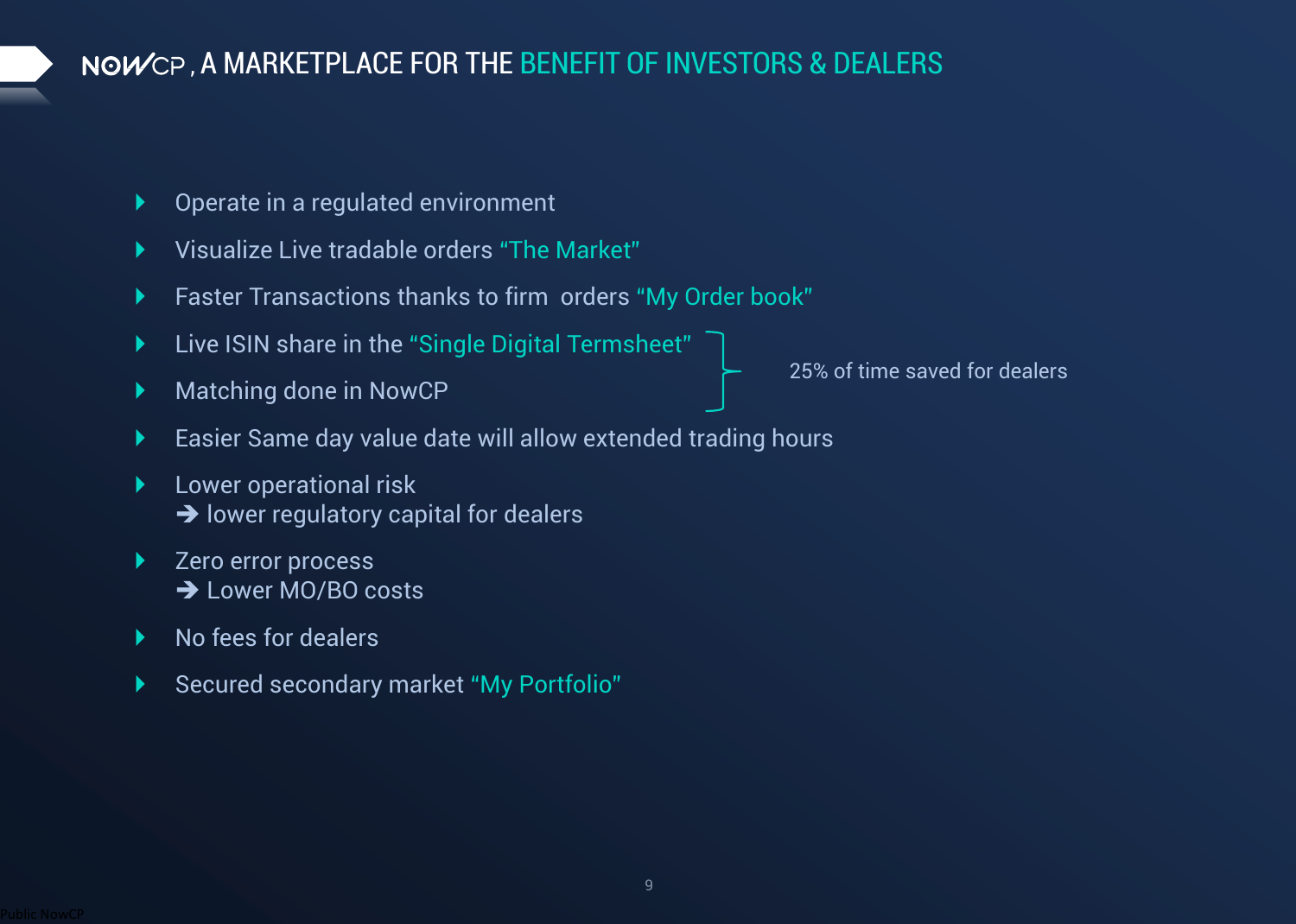# NOWCP, A MARKETPLACE FOR THE BENEFIT OF INVESTORS & DEALERS

- Operate in a regulated environment
- Visualize Live tradable orders “The Market”
- Faster Transactions thanks to firm orders “My Order book”
- Live ISIN share in the “Single Digital Termsheet”
- Matching done in NowCP

  *(Live ISIN share and Matching done in NowCP: 25% of time saved for dealers)*

- Easier Same day value date will allow extended trading hours
- Lower operational risk
  ➔ lower regulatory capital for dealers
- Zero error process
  ➔ Lower MO/BO costs
- No fees for dealers
- Secured secondary market “My Portfolio”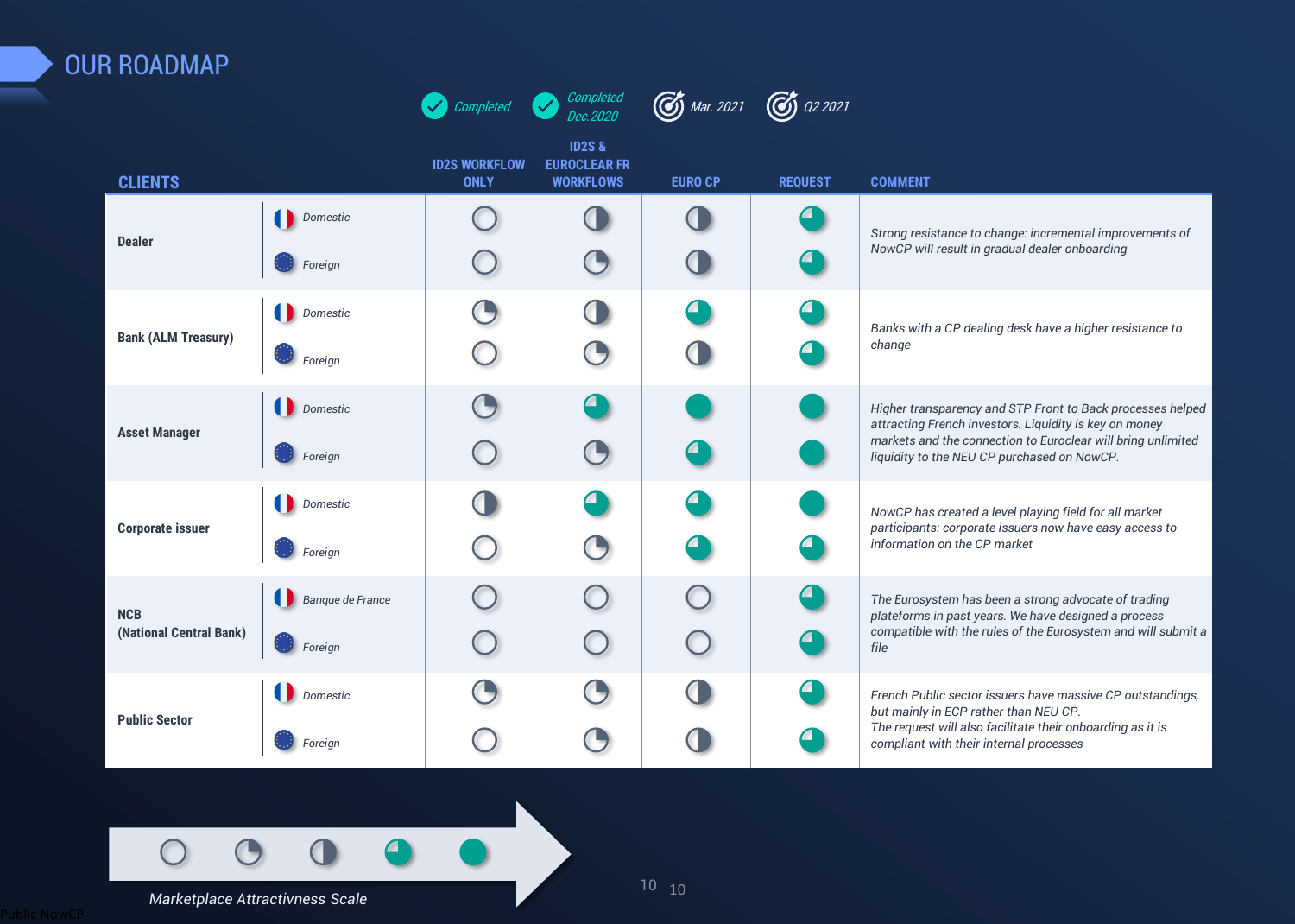# OUR ROADMAP

| CLIENTS | | ID2S WORKFLOW ONLY | ID2S & EUROCLEAR FR WORKFLOWS | EURO CP | REQUEST | COMMENT |
|---|---|---|---|---|---|---|
| | | Completed | Completed Dec.2020 | Mar. 2021 | Q2 2021 | |
| **Dealer** | Domestic | ○ | ◑ | ◑ | ◕ | *Strong resistance to change: incremental improvements of NowCP will result in gradual dealer onboarding* |
| | Foreign | ○ | ◔ | ◑ | ◕ | |
| **Bank (ALM Treasury)** | Domestic | ◔ | ◑ | ◕ | ◕ | *Banks with a CP dealing desk have a higher resistance to change* |
| | Foreign | ○ | ◔ | ◑ | ◕ | |
| **Asset Manager** | Domestic | ◔ | ◕ | ● | ● | *Higher transparency and STP Front to Back processes helped attracting French investors. Liquidity is key on money markets and the connection to Euroclear will bring unlimited liquidity to the NEU CP purchased on NowCP.* |
| | Foreign | ○ | ◔ | ◕ | ● | |
| **Corporate issuer** | Domestic | ◑ | ◕ | ◕ | ● | *NowCP has created a level playing field for all market participants: corporate issuers now have easy access to information on the CP market* |
| | Foreign | ○ | ◔ | ◕ | ◕ | |
| **NCB (National Central Bank)** | Banque de France | ○ | ○ | ○ | ◕ | *The Eurosystem has been a strong advocate of trading plateforms in past years. We have designed a process compatible with the rules of the Eurosystem and will submit a file* |
| | Foreign | ○ | ○ | ○ | ◕ | |
| **Public Sector** | Domestic | ◔ | ◔ | ◑ | ◕ | *French Public sector issuers have massive CP outstandings, but mainly in ECP rather than NEU CP. The request will also facilitate their onboarding as it is compliant with their internal processes* |
| | Foreign | ○ | ◔ | ◑ | ◕ | |

○ ◔ ◑ ◕ ●

*Marketplace Attractivness Scale*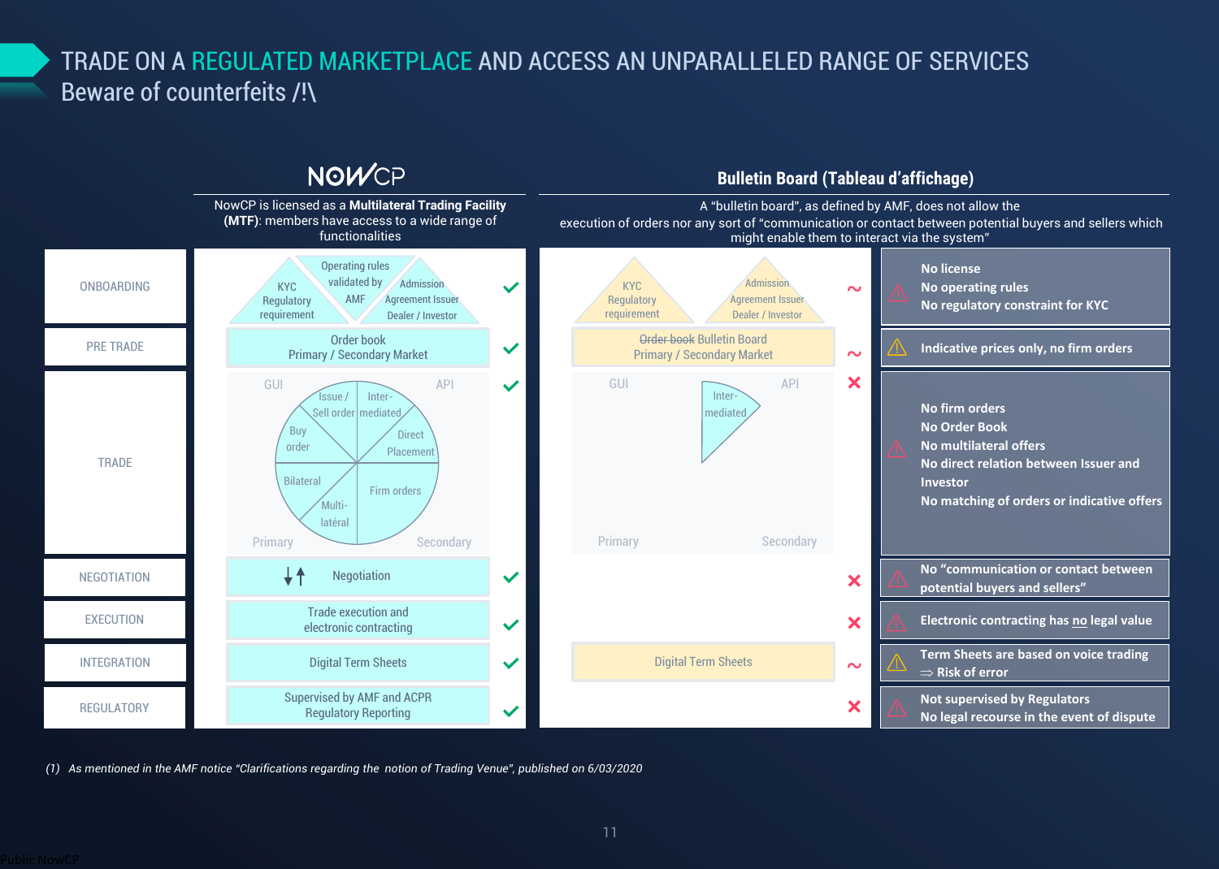# TRADE ON A REGULATED MARKETPLACE AND ACCESS AN UNPARALLELED RANGE OF SERVICES

## Beware of counterfeits /!\

| | NOWCP | | Bulletin Board (Tableau d'affichage) | | |
|---|---|---|---|---|---|
| | NowCP is licensed as a **Multilateral Trading Facility (MTF)**: members have access to a wide range of functionalities | | A "bulletin board", as defined by AMF, does not allow the execution of orders nor any sort of "communication or contact between potential buyers and sellers which might enable them to interact via the system" | | |
| ONBOARDING | KYC Regulatory requirement; Operating rules validated by AMF; Admission Agreement Issuer Dealer / Investor | ✓ | KYC Regulatory requirement; Admission Agreement Issuer Dealer / Investor | ~ | **No license** **No operating rules** **No regulatory constraint for KYC** |
| PRE TRADE | Order book Primary / Secondary Market | ✓ | ~~Order book~~ Bulletin Board Primary / Secondary Market | ~ | **Indicative prices only, no firm orders** |
| TRADE | GUI / API; Issue / Sell order; Inter-mediated; Buy order; Direct Placement; Bilateral; Multi-latéral; Firm orders; Primary / Secondary | ✓ | GUI / API; Inter-mediated; Primary / Secondary | ✗ | **No firm orders** **No Order Book** **No multilateral offers** **No direct relation between Issuer and Investor** **No matching of orders or indicative offers** |
| NEGOTIATION | Negotiation | ✓ | | ✗ | **No "communication or contact between potential buyers and sellers"** |
| EXECUTION | Trade execution and electronic contracting | ✓ | | ✗ | **Electronic contracting has no legal value** |
| INTEGRATION | Digital Term Sheets | ✓ | Digital Term Sheets | ~ | **Term Sheets are based on voice trading ⇒ Risk of error** |
| REGULATORY | Supervised by AMF and ACPR Regulatory Reporting | ✓ | | ✗ | **Not supervised by Regulators** **No legal recourse in the event of dispute** |

*(1) As mentioned in the AMF notice "Clarifications regarding the notion of Trading Venue", published on 6/03/2020*

Public NowCP